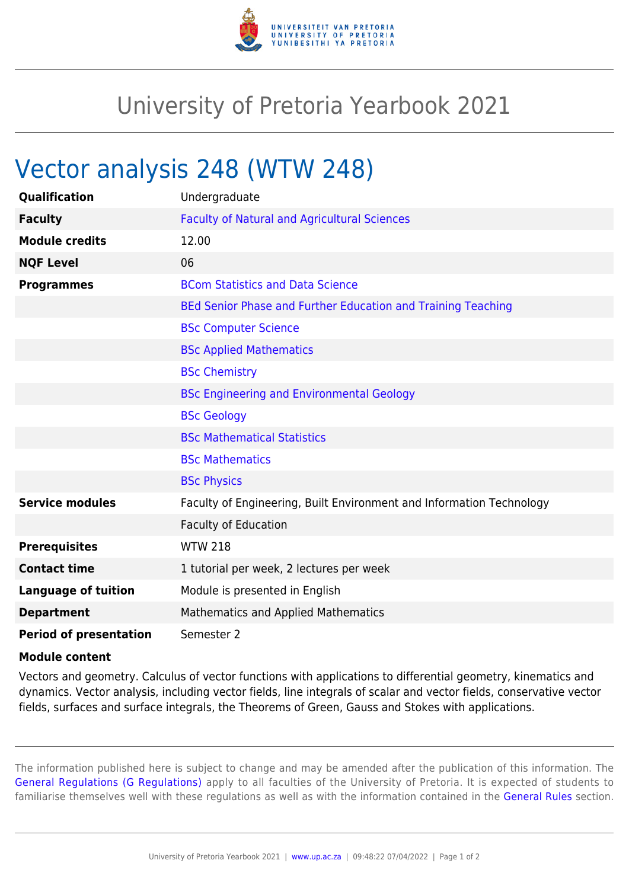# University of Pretoria Yearbook 2021

## Vector analysis 248 (WTW 248)

| | |
|---|---|
| **Qualification** | Undergraduate |
| **Faculty** | Faculty of Natural and Agricultural Sciences |
| **Module credits** | 12.00 |
| **NQF Level** | 06 |
| **Programmes** | BCom Statistics and Data Science |
| | BEd Senior Phase and Further Education and Training Teaching |
| | BSc Computer Science |
| | BSc Applied Mathematics |
| | BSc Chemistry |
| | BSc Engineering and Environmental Geology |
| | BSc Geology |
| | BSc Mathematical Statistics |
| | BSc Mathematics |
| | BSc Physics |
| **Service modules** | Faculty of Engineering, Built Environment and Information Technology |
| | Faculty of Education |
| **Prerequisites** | WTW 218 |
| **Contact time** | 1 tutorial per week, 2 lectures per week |
| **Language of tuition** | Module is presented in English |
| **Department** | Mathematics and Applied Mathematics |
| **Period of presentation** | Semester 2 |

**Module content**

Vectors and geometry. Calculus of vector functions with applications to differential geometry, kinematics and dynamics. Vector analysis, including vector fields, line integrals of scalar and vector fields, conservative vector fields, surfaces and surface integrals, the Theorems of Green, Gauss and Stokes with applications.

The information published here is subject to change and may be amended after the publication of this information. The General Regulations (G Regulations) apply to all faculties of the University of Pretoria. It is expected of students to familiarise themselves well with these regulations as well as with the information contained in the General Rules section.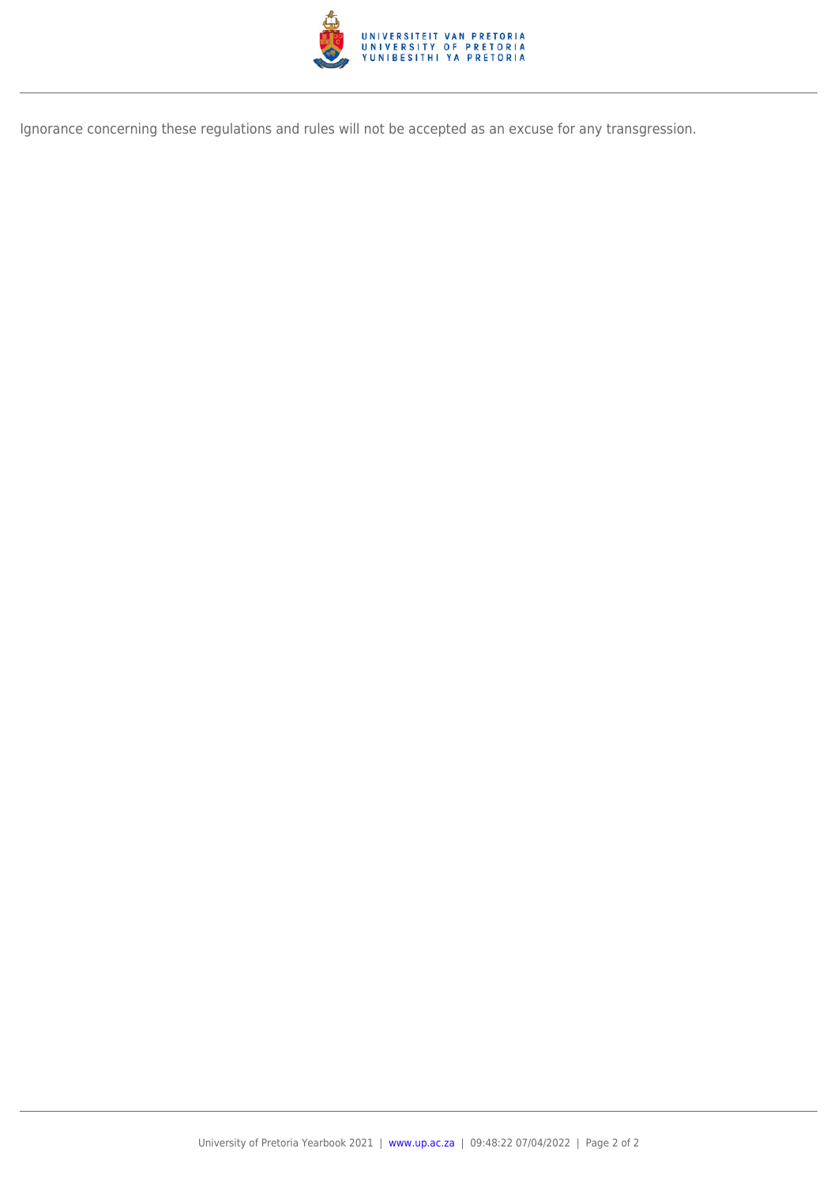Ignorance concerning these regulations and rules will not be accepted as an excuse for any transgression.